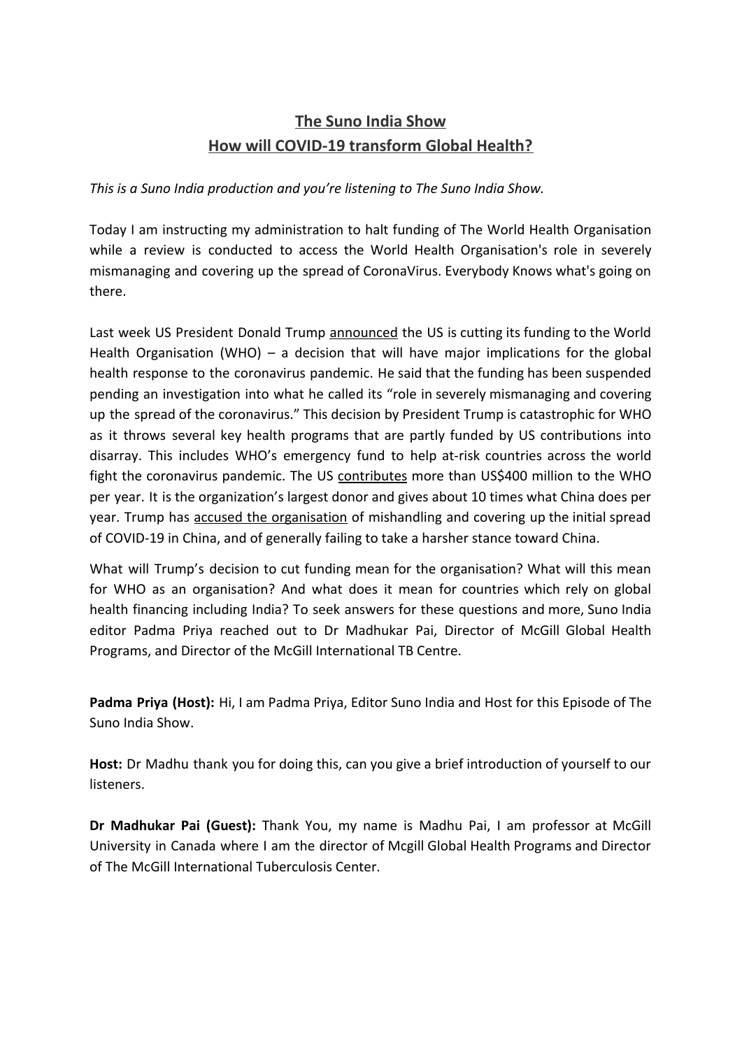# The Suno India Show

# How will COVID-19 transform Global Health?

*This is a Suno India production and you're listening to The Suno India Show.*

Today I am instructing my administration to halt funding of The World Health Organisation while a review is conducted to access the World Health Organisation's role in severely mismanaging and covering up the spread of CoronaVirus. Everybody Knows what's going on there.

Last week US President Donald Trump announced the US is cutting its funding to the World Health Organisation (WHO) – a decision that will have major implications for the global health response to the coronavirus pandemic. He said that the funding has been suspended pending an investigation into what he called its "role in severely mismanaging and covering up the spread of the coronavirus." This decision by President Trump is catastrophic for WHO as it throws several key health programs that are partly funded by US contributions into disarray. This includes WHO's emergency fund to help at-risk countries across the world fight the coronavirus pandemic. The US contributes more than US$400 million to the WHO per year. It is the organization's largest donor and gives about 10 times what China does per year. Trump has accused the organisation of mishandling and covering up the initial spread of COVID-19 in China, and of generally failing to take a harsher stance toward China.

What will Trump's decision to cut funding mean for the organisation? What will this mean for WHO as an organisation? And what does it mean for countries which rely on global health financing including India? To seek answers for these questions and more, Suno India editor Padma Priya reached out to Dr Madhukar Pai, Director of McGill Global Health Programs, and Director of the McGill International TB Centre.

**Padma Priya (Host):** Hi, I am Padma Priya, Editor Suno India and Host for this Episode of The Suno India Show.

**Host:** Dr Madhu thank you for doing this, can you give a brief introduction of yourself to our listeners.

**Dr Madhukar Pai (Guest):** Thank You, my name is Madhu Pai, I am professor at McGill University in Canada where I am the director of Mcgill Global Health Programs and Director of The McGill International Tuberculosis Center.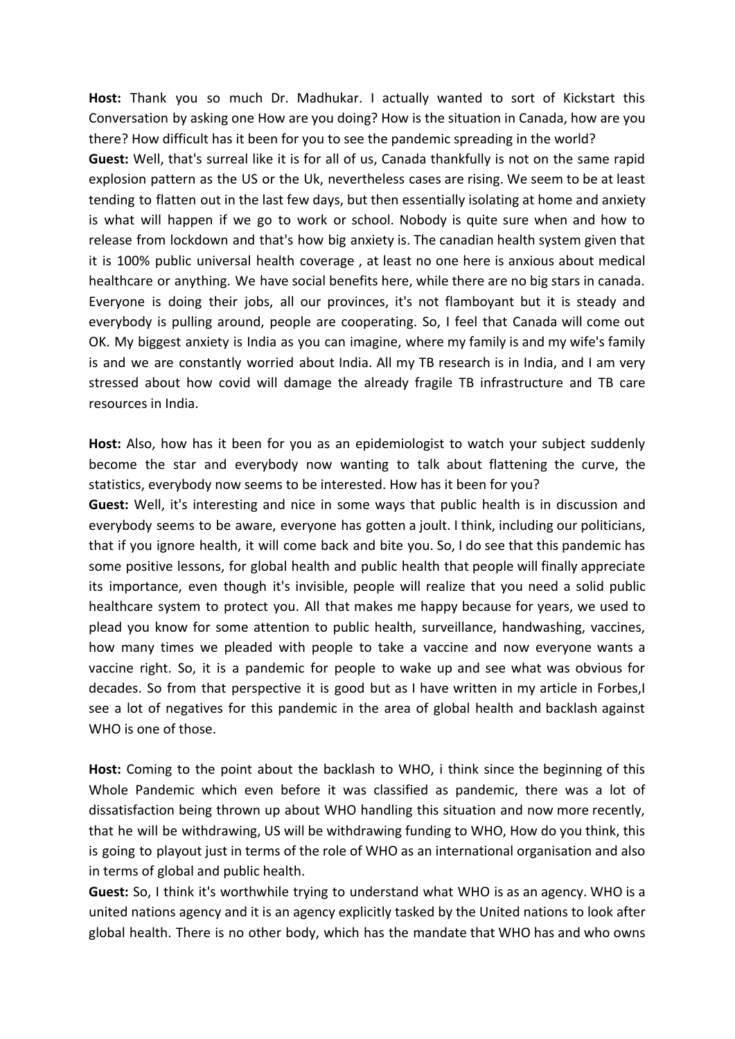**Host:** Thank you so much Dr. Madhukar. I actually wanted to sort of Kickstart this Conversation by asking one How are you doing? How is the situation in Canada, how are you there? How difficult has it been for you to see the pandemic spreading in the world?

**Guest:** Well, that's surreal like it is for all of us, Canada thankfully is not on the same rapid explosion pattern as the US or the Uk, nevertheless cases are rising. We seem to be at least tending to flatten out in the last few days, but then essentially isolating at home and anxiety is what will happen if we go to work or school. Nobody is quite sure when and how to release from lockdown and that's how big anxiety is. The canadian health system given that it is 100% public universal health coverage , at least no one here is anxious about medical healthcare or anything. We have social benefits here, while there are no big stars in canada. Everyone is doing their jobs, all our provinces, it's not flamboyant but it is steady and everybody is pulling around, people are cooperating. So, I feel that Canada will come out OK. My biggest anxiety is India as you can imagine, where my family is and my wife's family is and we are constantly worried about India. All my TB research is in India, and I am very stressed about how covid will damage the already fragile TB infrastructure and TB care resources in India.

**Host:** Also, how has it been for you as an epidemiologist to watch your subject suddenly become the star and everybody now wanting to talk about flattening the curve, the statistics, everybody now seems to be interested. How has it been for you?

**Guest:** Well, it's interesting and nice in some ways that public health is in discussion and everybody seems to be aware, everyone has gotten a joult. I think, including our politicians, that if you ignore health, it will come back and bite you. So, I do see that this pandemic has some positive lessons, for global health and public health that people will finally appreciate its importance, even though it's invisible, people will realize that you need a solid public healthcare system to protect you. All that makes me happy because for years, we used to plead you know for some attention to public health, surveillance, handwashing, vaccines, how many times we pleaded with people to take a vaccine and now everyone wants a vaccine right. So, it is a pandemic for people to wake up and see what was obvious for decades. So from that perspective it is good but as I have written in my article in Forbes,I see a lot of negatives for this pandemic in the area of global health and backlash against WHO is one of those.

**Host:** Coming to the point about the backlash to WHO, i think since the beginning of this Whole Pandemic which even before it was classified as pandemic, there was a lot of dissatisfaction being thrown up about WHO handling this situation and now more recently, that he will be withdrawing, US will be withdrawing funding to WHO, How do you think, this is going to playout just in terms of the role of WHO as an international organisation and also in terms of global and public health.

**Guest:** So, I think it's worthwhile trying to understand what WHO is as an agency. WHO is a united nations agency and it is an agency explicitly tasked by the United nations to look after global health. There is no other body, which has the mandate that WHO has and who owns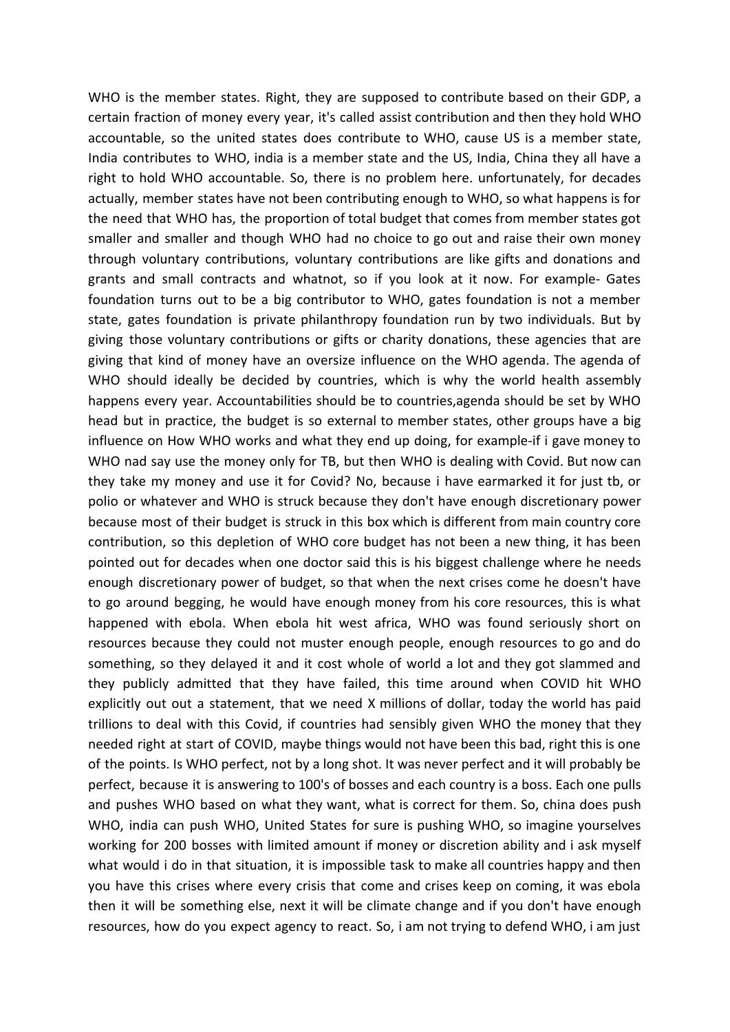WHO is the member states. Right, they are supposed to contribute based on their GDP, a certain fraction of money every year, it's called assist contribution and then they hold WHO accountable, so the united states does contribute to WHO, cause US is a member state, India contributes to WHO, india is a member state and the US, India, China they all have a right to hold WHO accountable. So, there is no problem here. unfortunately, for decades actually, member states have not been contributing enough to WHO, so what happens is for the need that WHO has, the proportion of total budget that comes from member states got smaller and smaller and though WHO had no choice to go out and raise their own money through voluntary contributions, voluntary contributions are like gifts and donations and grants and small contracts and whatnot, so if you look at it now. For example- Gates foundation turns out to be a big contributor to WHO, gates foundation is not a member state, gates foundation is private philanthropy foundation run by two individuals. But by giving those voluntary contributions or gifts or charity donations, these agencies that are giving that kind of money have an oversize influence on the WHO agenda. The agenda of WHO should ideally be decided by countries, which is why the world health assembly happens every year. Accountabilities should be to countries,agenda should be set by WHO head but in practice, the budget is so external to member states, other groups have a big influence on How WHO works and what they end up doing, for example-if i gave money to WHO nad say use the money only for TB, but then WHO is dealing with Covid. But now can they take my money and use it for Covid? No, because i have earmarked it for just tb, or polio or whatever and WHO is struck because they don't have enough discretionary power because most of their budget is struck in this box which is different from main country core contribution, so this depletion of WHO core budget has not been a new thing, it has been pointed out for decades when one doctor said this is his biggest challenge where he needs enough discretionary power of budget, so that when the next crises come he doesn't have to go around begging, he would have enough money from his core resources, this is what happened with ebola. When ebola hit west africa, WHO was found seriously short on resources because they could not muster enough people, enough resources to go and do something, so they delayed it and it cost whole of world a lot and they got slammed and they publicly admitted that they have failed, this time around when COVID hit WHO explicitly out out a statement, that we need X millions of dollar, today the world has paid trillions to deal with this Covid, if countries had sensibly given WHO the money that they needed right at start of COVID, maybe things would not have been this bad, right this is one of the points. Is WHO perfect, not by a long shot. It was never perfect and it will probably be perfect, because it is answering to 100's of bosses and each country is a boss. Each one pulls and pushes WHO based on what they want, what is correct for them. So, china does push WHO, india can push WHO, United States for sure is pushing WHO, so imagine yourselves working for 200 bosses with limited amount if money or discretion ability and i ask myself what would i do in that situation, it is impossible task to make all countries happy and then you have this crises where every crisis that come and crises keep on coming, it was ebola then it will be something else, next it will be climate change and if you don't have enough resources, how do you expect agency to react. So, i am not trying to defend WHO, i am just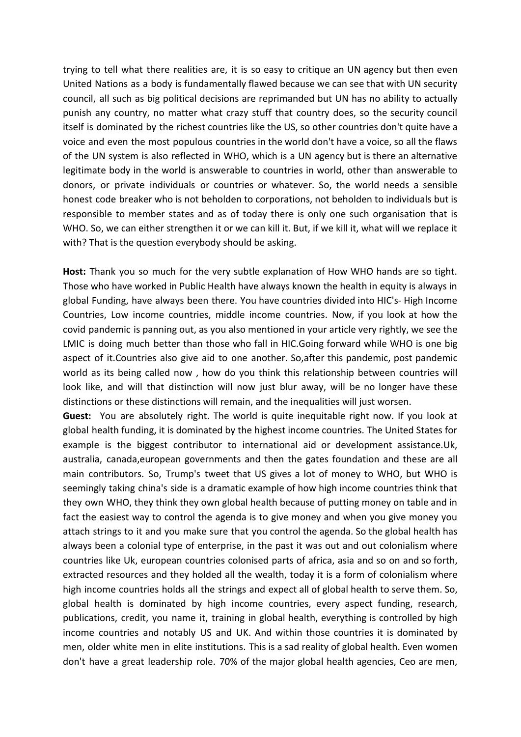trying to tell what there realities are, it is so easy to critique an UN agency but then even United Nations as a body is fundamentally flawed because we can see that with UN security council, all such as big political decisions are reprimanded but UN has no ability to actually punish any country, no matter what crazy stuff that country does, so the security council itself is dominated by the richest countries like the US, so other countries don't quite have a voice and even the most populous countries in the world don't have a voice, so all the flaws of the UN system is also reflected in WHO, which is a UN agency but is there an alternative legitimate body in the world is answerable to countries in world, other than answerable to donors, or private individuals or countries or whatever. So, the world needs a sensible honest code breaker who is not beholden to corporations, not beholden to individuals but is responsible to member states and as of today there is only one such organisation that is WHO. So, we can either strengthen it or we can kill it. But, if we kill it, what will we replace it with? That is the question everybody should be asking.

**Host:** Thank you so much for the very subtle explanation of How WHO hands are so tight. Those who have worked in Public Health have always known the health in equity is always in global Funding, have always been there. You have countries divided into HIC's- High Income Countries, Low income countries, middle income countries. Now, if you look at how the covid pandemic is panning out, as you also mentioned in your article very rightly, we see the LMIC is doing much better than those who fall in HIC.Going forward while WHO is one big aspect of it.Countries also give aid to one another. So,after this pandemic, post pandemic world as its being called now , how do you think this relationship between countries will look like, and will that distinction will now just blur away, will be no longer have these distinctions or these distinctions will remain, and the inequalities will just worsen.

**Guest:** You are absolutely right. The world is quite inequitable right now. If you look at global health funding, it is dominated by the highest income countries. The United States for example is the biggest contributor to international aid or development assistance.Uk, australia, canada,european governments and then the gates foundation and these are all main contributors. So, Trump's tweet that US gives a lot of money to WHO, but WHO is seemingly taking china's side is a dramatic example of how high income countries think that they own WHO, they think they own global health because of putting money on table and in fact the easiest way to control the agenda is to give money and when you give money you attach strings to it and you make sure that you control the agenda. So the global health has always been a colonial type of enterprise, in the past it was out and out colonialism where countries like Uk, european countries colonised parts of africa, asia and so on and so forth, extracted resources and they holded all the wealth, today it is a form of colonialism where high income countries holds all the strings and expect all of global health to serve them. So, global health is dominated by high income countries, every aspect funding, research, publications, credit, you name it, training in global health, everything is controlled by high income countries and notably US and UK. And within those countries it is dominated by men, older white men in elite institutions. This is a sad reality of global health. Even women don't have a great leadership role. 70% of the major global health agencies, Ceo are men,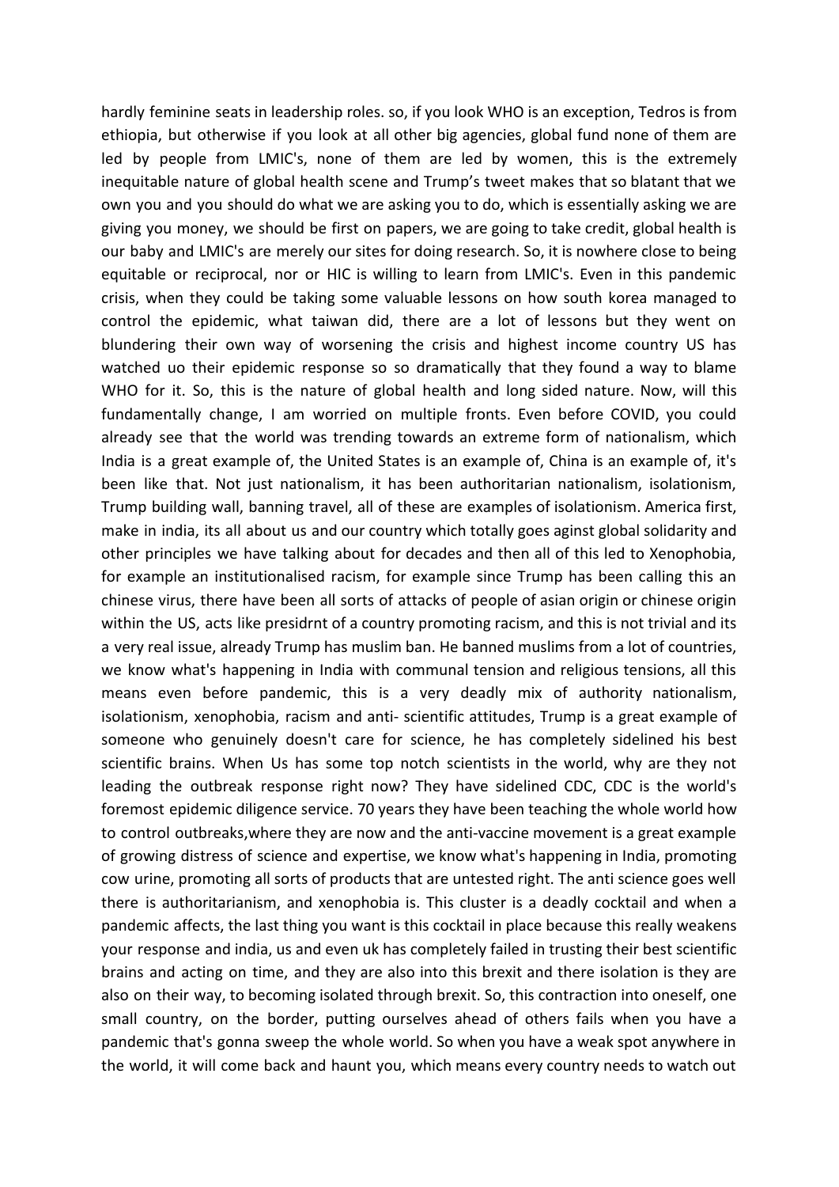hardly feminine seats in leadership roles. so, if you look WHO is an exception, Tedros is from ethiopia, but otherwise if you look at all other big agencies, global fund none of them are led by people from LMIC's, none of them are led by women, this is the extremely inequitable nature of global health scene and Trump's tweet makes that so blatant that we own you and you should do what we are asking you to do, which is essentially asking we are giving you money, we should be first on papers, we are going to take credit, global health is our baby and LMIC's are merely our sites for doing research. So, it is nowhere close to being equitable or reciprocal, nor or HIC is willing to learn from LMIC's. Even in this pandemic crisis, when they could be taking some valuable lessons on how south korea managed to control the epidemic, what taiwan did, there are a lot of lessons but they went on blundering their own way of worsening the crisis and highest income country US has watched uo their epidemic response so so dramatically that they found a way to blame WHO for it. So, this is the nature of global health and long sided nature. Now, will this fundamentally change, I am worried on multiple fronts. Even before COVID, you could already see that the world was trending towards an extreme form of nationalism, which India is a great example of, the United States is an example of, China is an example of, it's been like that. Not just nationalism, it has been authoritarian nationalism, isolationism, Trump building wall, banning travel, all of these are examples of isolationism. America first, make in india, its all about us and our country which totally goes aginst global solidarity and other principles we have talking about for decades and then all of this led to Xenophobia, for example an institutionalised racism, for example since Trump has been calling this an chinese virus, there have been all sorts of attacks of people of asian origin or chinese origin within the US, acts like presidrnt of a country promoting racism, and this is not trivial and its a very real issue, already Trump has muslim ban. He banned muslims from a lot of countries, we know what's happening in India with communal tension and religious tensions, all this means even before pandemic, this is a very deadly mix of authority nationalism, isolationism, xenophobia, racism and anti- scientific attitudes, Trump is a great example of someone who genuinely doesn't care for science, he has completely sidelined his best scientific brains. When Us has some top notch scientists in the world, why are they not leading the outbreak response right now? They have sidelined CDC, CDC is the world's foremost epidemic diligence service. 70 years they have been teaching the whole world how to control outbreaks,where they are now and the anti-vaccine movement is a great example of growing distress of science and expertise, we know what's happening in India, promoting cow urine, promoting all sorts of products that are untested right. The anti science goes well there is authoritarianism, and xenophobia is. This cluster is a deadly cocktail and when a pandemic affects, the last thing you want is this cocktail in place because this really weakens your response and india, us and even uk has completely failed in trusting their best scientific brains and acting on time, and they are also into this brexit and there isolation is they are also on their way, to becoming isolated through brexit. So, this contraction into oneself, one small country, on the border, putting ourselves ahead of others fails when you have a pandemic that's gonna sweep the whole world. So when you have a weak spot anywhere in the world, it will come back and haunt you, which means every country needs to watch out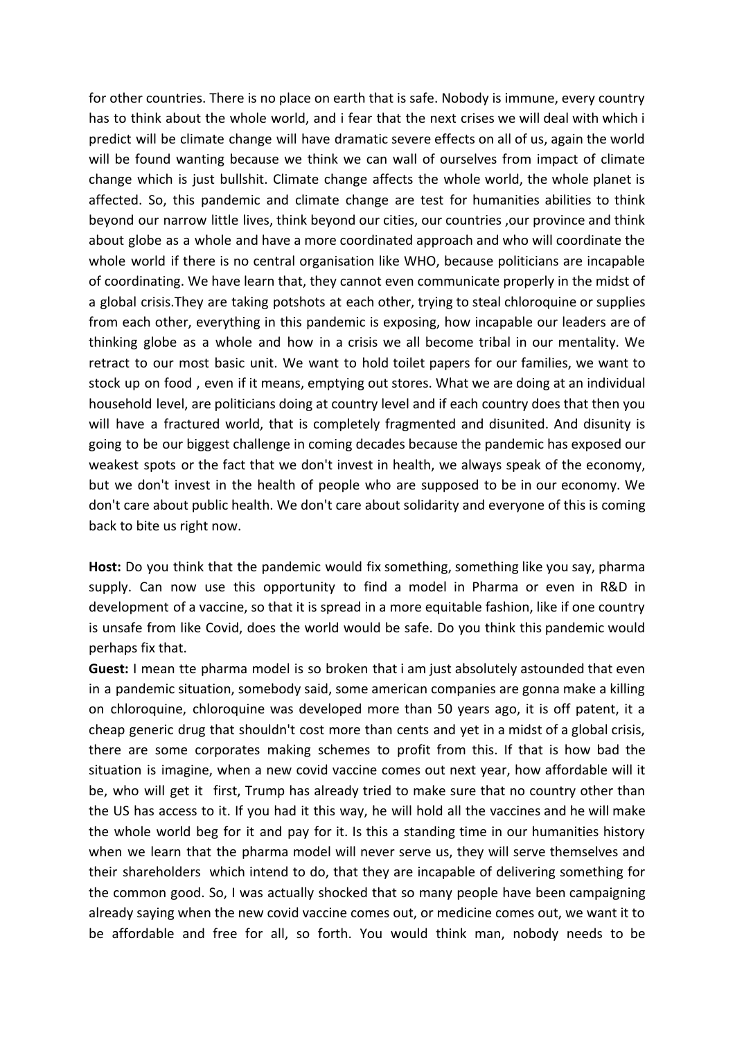for other countries. There is no place on earth that is safe. Nobody is immune, every country has to think about the whole world, and i fear that the next crises we will deal with which i predict will be climate change will have dramatic severe effects on all of us, again the world will be found wanting because we think we can wall of ourselves from impact of climate change which is just bullshit. Climate change affects the whole world, the whole planet is affected. So, this pandemic and climate change are test for humanities abilities to think beyond our narrow little lives, think beyond our cities, our countries ,our province and think about globe as a whole and have a more coordinated approach and who will coordinate the whole world if there is no central organisation like WHO, because politicians are incapable of coordinating. We have learn that, they cannot even communicate properly in the midst of a global crisis.They are taking potshots at each other, trying to steal chloroquine or supplies from each other, everything in this pandemic is exposing, how incapable our leaders are of thinking globe as a whole and how in a crisis we all become tribal in our mentality. We retract to our most basic unit. We want to hold toilet papers for our families, we want to stock up on food , even if it means, emptying out stores. What we are doing at an individual household level, are politicians doing at country level and if each country does that then you will have a fractured world, that is completely fragmented and disunited. And disunity is going to be our biggest challenge in coming decades because the pandemic has exposed our weakest spots or the fact that we don't invest in health, we always speak of the economy, but we don't invest in the health of people who are supposed to be in our economy. We don't care about public health. We don't care about solidarity and everyone of this is coming back to bite us right now.

**Host:** Do you think that the pandemic would fix something, something like you say, pharma supply. Can now use this opportunity to find a model in Pharma or even in R&D in development of a vaccine, so that it is spread in a more equitable fashion, like if one country is unsafe from like Covid, does the world would be safe. Do you think this pandemic would perhaps fix that.

**Guest:** I mean tte pharma model is so broken that i am just absolutely astounded that even in a pandemic situation, somebody said, some american companies are gonna make a killing on chloroquine, chloroquine was developed more than 50 years ago, it is off patent, it a cheap generic drug that shouldn't cost more than cents and yet in a midst of a global crisis, there are some corporates making schemes to profit from this. If that is how bad the situation is imagine, when a new covid vaccine comes out next year, how affordable will it be, who will get it first, Trump has already tried to make sure that no country other than the US has access to it. If you had it this way, he will hold all the vaccines and he will make the whole world beg for it and pay for it. Is this a standing time in our humanities history when we learn that the pharma model will never serve us, they will serve themselves and their shareholders which intend to do, that they are incapable of delivering something for the common good. So, I was actually shocked that so many people have been campaigning already saying when the new covid vaccine comes out, or medicine comes out, we want it to be affordable and free for all, so forth. You would think man, nobody needs to be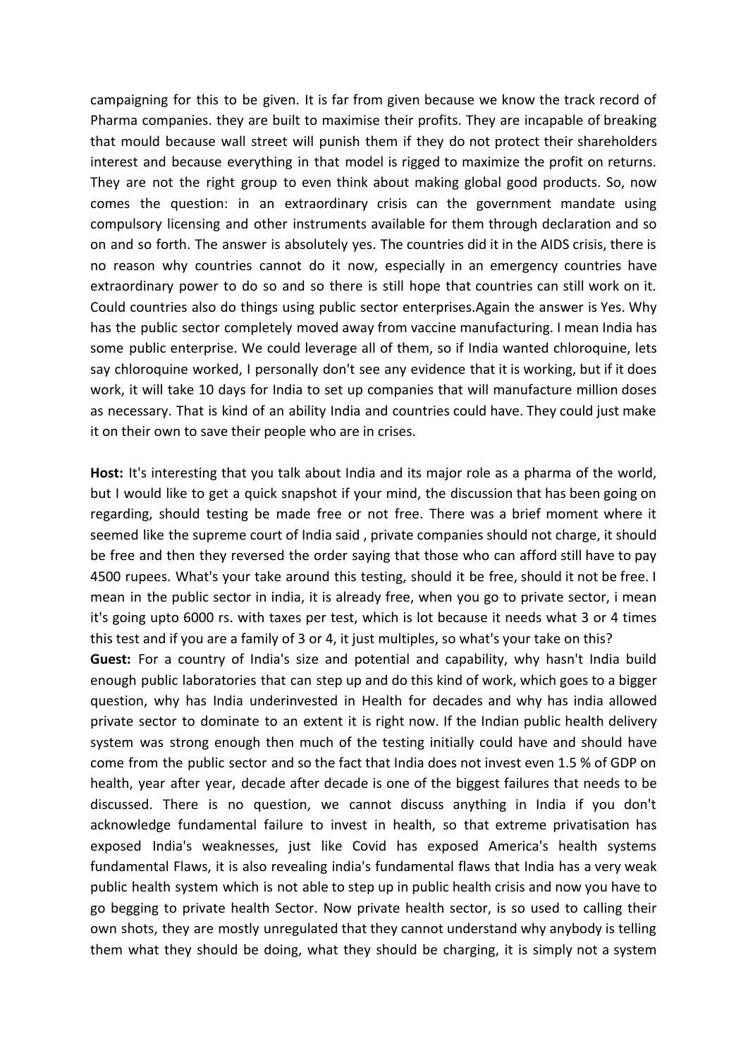campaigning for this to be given. It is far from given because we know the track record of Pharma companies. they are built to maximise their profits. They are incapable of breaking that mould because wall street will punish them if they do not protect their shareholders interest and because everything in that model is rigged to maximize the profit on returns. They are not the right group to even think about making global good products. So, now comes the question: in an extraordinary crisis can the government mandate using compulsory licensing and other instruments available for them through declaration and so on and so forth. The answer is absolutely yes. The countries did it in the AIDS crisis, there is no reason why countries cannot do it now, especially in an emergency countries have extraordinary power to do so and so there is still hope that countries can still work on it. Could countries also do things using public sector enterprises.Again the answer is Yes. Why has the public sector completely moved away from vaccine manufacturing. I mean India has some public enterprise. We could leverage all of them, so if India wanted chloroquine, lets say chloroquine worked, I personally don't see any evidence that it is working, but if it does work, it will take 10 days for India to set up companies that will manufacture million doses as necessary. That is kind of an ability India and countries could have. They could just make it on their own to save their people who are in crises.

**Host:** It's interesting that you talk about India and its major role as a pharma of the world, but I would like to get a quick snapshot if your mind, the discussion that has been going on regarding, should testing be made free or not free. There was a brief moment where it seemed like the supreme court of India said , private companies should not charge, it should be free and then they reversed the order saying that those who can afford still have to pay 4500 rupees. What's your take around this testing, should it be free, should it not be free. I mean in the public sector in india, it is already free, when you go to private sector, i mean it's going upto 6000 rs. with taxes per test, which is lot because it needs what 3 or 4 times this test and if you are a family of 3 or 4, it just multiples, so what's your take on this?

**Guest:** For a country of India's size and potential and capability, why hasn't India build enough public laboratories that can step up and do this kind of work, which goes to a bigger question, why has India underinvested in Health for decades and why has india allowed private sector to dominate to an extent it is right now. If the Indian public health delivery system was strong enough then much of the testing initially could have and should have come from the public sector and so the fact that India does not invest even 1.5 % of GDP on health, year after year, decade after decade is one of the biggest failures that needs to be discussed. There is no question, we cannot discuss anything in India if you don't acknowledge fundamental failure to invest in health, so that extreme privatisation has exposed India's weaknesses, just like Covid has exposed America's health systems fundamental Flaws, it is also revealing india's fundamental flaws that India has a very weak public health system which is not able to step up in public health crisis and now you have to go begging to private health Sector. Now private health sector, is so used to calling their own shots, they are mostly unregulated that they cannot understand why anybody is telling them what they should be doing, what they should be charging, it is simply not a system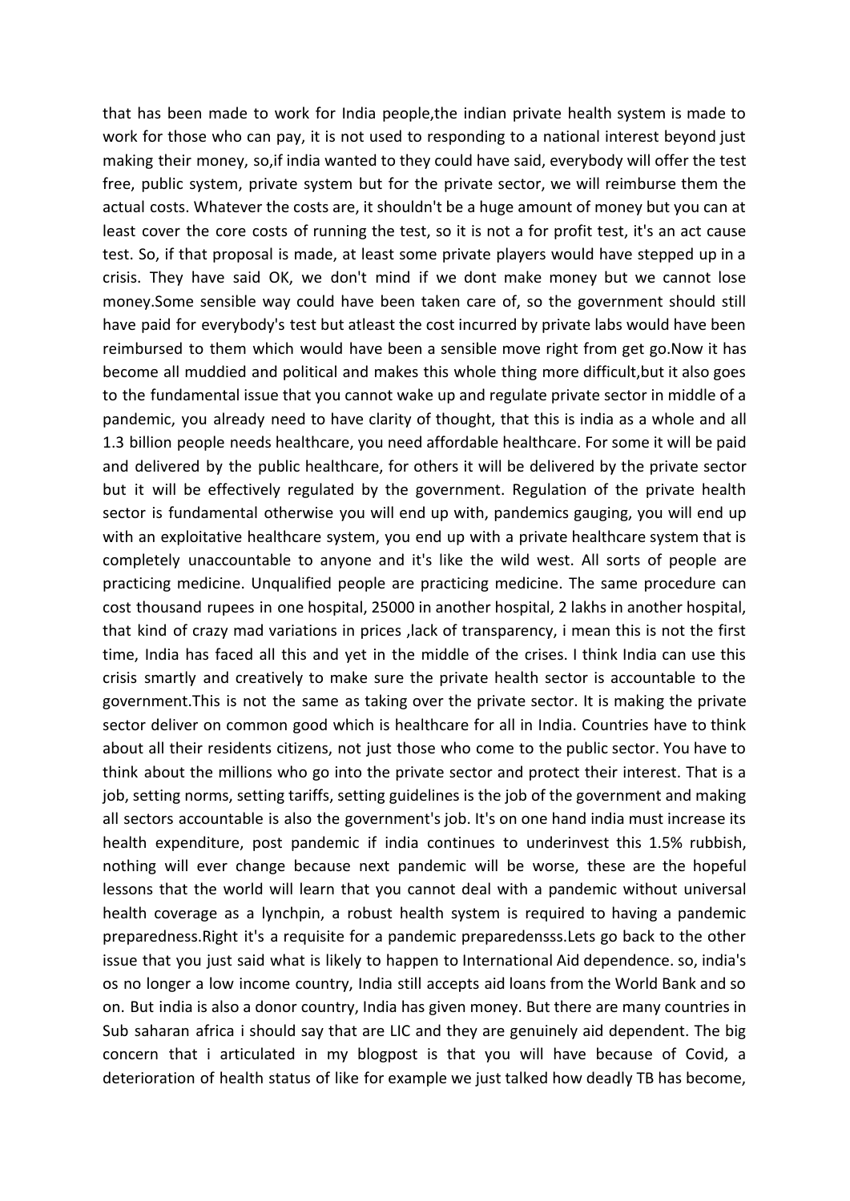that has been made to work for India people,the indian private health system is made to work for those who can pay, it is not used to responding to a national interest beyond just making their money, so,if india wanted to they could have said, everybody will offer the test free, public system, private system but for the private sector, we will reimburse them the actual costs. Whatever the costs are, it shouldn't be a huge amount of money but you can at least cover the core costs of running the test, so it is not a for profit test, it's an act cause test. So, if that proposal is made, at least some private players would have stepped up in a crisis. They have said OK, we don't mind if we dont make money but we cannot lose money.Some sensible way could have been taken care of, so the government should still have paid for everybody's test but atleast the cost incurred by private labs would have been reimbursed to them which would have been a sensible move right from get go.Now it has become all muddied and political and makes this whole thing more difficult,but it also goes to the fundamental issue that you cannot wake up and regulate private sector in middle of a pandemic, you already need to have clarity of thought, that this is india as a whole and all 1.3 billion people needs healthcare, you need affordable healthcare. For some it will be paid and delivered by the public healthcare, for others it will be delivered by the private sector but it will be effectively regulated by the government. Regulation of the private health sector is fundamental otherwise you will end up with, pandemics gauging, you will end up with an exploitative healthcare system, you end up with a private healthcare system that is completely unaccountable to anyone and it's like the wild west. All sorts of people are practicing medicine. Unqualified people are practicing medicine. The same procedure can cost thousand rupees in one hospital, 25000 in another hospital, 2 lakhs in another hospital, that kind of crazy mad variations in prices ,lack of transparency, i mean this is not the first time, India has faced all this and yet in the middle of the crises. I think India can use this crisis smartly and creatively to make sure the private health sector is accountable to the government.This is not the same as taking over the private sector. It is making the private sector deliver on common good which is healthcare for all in India. Countries have to think about all their residents citizens, not just those who come to the public sector. You have to think about the millions who go into the private sector and protect their interest. That is a job, setting norms, setting tariffs, setting guidelines is the job of the government and making all sectors accountable is also the government's job. It's on one hand india must increase its health expenditure, post pandemic if india continues to underinvest this 1.5% rubbish, nothing will ever change because next pandemic will be worse, these are the hopeful lessons that the world will learn that you cannot deal with a pandemic without universal health coverage as a lynchpin, a robust health system is required to having a pandemic preparedness.Right it's a requisite for a pandemic preparedensss.Lets go back to the other issue that you just said what is likely to happen to International Aid dependence. so, india's os no longer a low income country, India still accepts aid loans from the World Bank and so on. But india is also a donor country, India has given money. But there are many countries in Sub saharan africa i should say that are LIC and they are genuinely aid dependent. The big concern that i articulated in my blogpost is that you will have because of Covid, a deterioration of health status of like for example we just talked how deadly TB has become,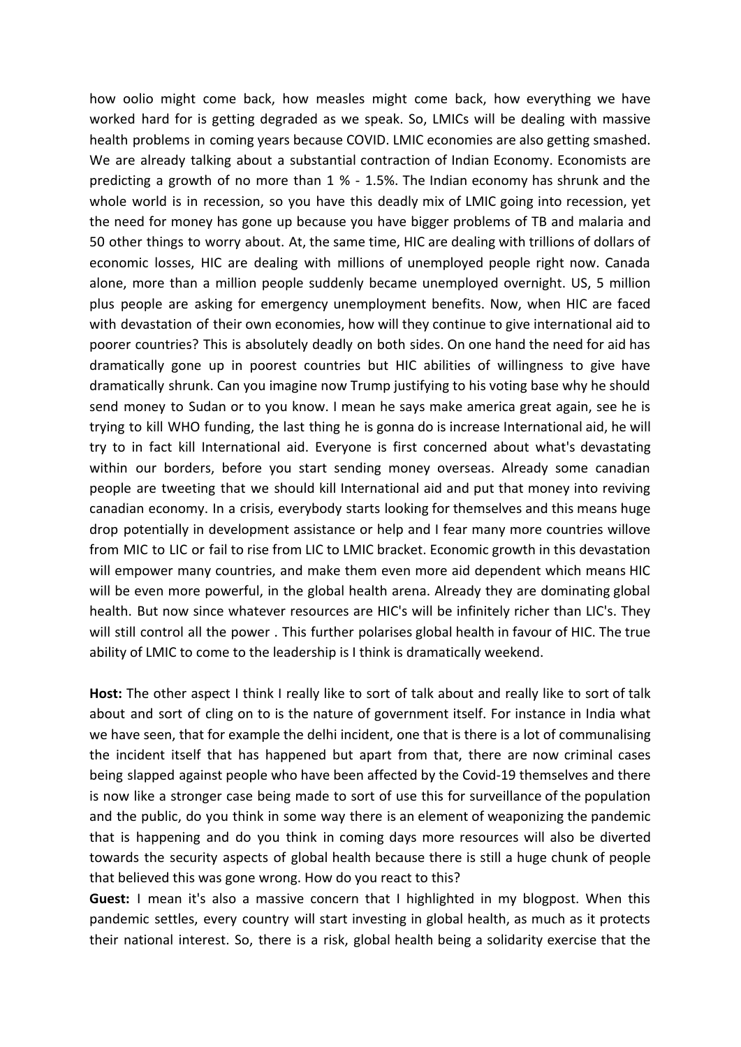how oolio might come back, how measles might come back, how everything we have worked hard for is getting degraded as we speak. So, LMICs will be dealing with massive health problems in coming years because COVID. LMIC economies are also getting smashed. We are already talking about a substantial contraction of Indian Economy. Economists are predicting a growth of no more than 1 % - 1.5%. The Indian economy has shrunk and the whole world is in recession, so you have this deadly mix of LMIC going into recession, yet the need for money has gone up because you have bigger problems of TB and malaria and 50 other things to worry about. At, the same time, HIC are dealing with trillions of dollars of economic losses, HIC are dealing with millions of unemployed people right now. Canada alone, more than a million people suddenly became unemployed overnight. US, 5 million plus people are asking for emergency unemployment benefits. Now, when HIC are faced with devastation of their own economies, how will they continue to give international aid to poorer countries? This is absolutely deadly on both sides. On one hand the need for aid has dramatically gone up in poorest countries but HIC abilities of willingness to give have dramatically shrunk. Can you imagine now Trump justifying to his voting base why he should send money to Sudan or to you know. I mean he says make america great again, see he is trying to kill WHO funding, the last thing he is gonna do is increase International aid, he will try to in fact kill International aid. Everyone is first concerned about what's devastating within our borders, before you start sending money overseas. Already some canadian people are tweeting that we should kill International aid and put that money into reviving canadian economy. In a crisis, everybody starts looking for themselves and this means huge drop potentially in development assistance or help and I fear many more countries willove from MIC to LIC or fail to rise from LIC to LMIC bracket. Economic growth in this devastation will empower many countries, and make them even more aid dependent which means HIC will be even more powerful, in the global health arena. Already they are dominating global health. But now since whatever resources are HIC's will be infinitely richer than LIC's. They will still control all the power . This further polarises global health in favour of HIC. The true ability of LMIC to come to the leadership is I think is dramatically weekend.

**Host:** The other aspect I think I really like to sort of talk about and really like to sort of talk about and sort of cling on to is the nature of government itself. For instance in India what we have seen, that for example the delhi incident, one that is there is a lot of communalising the incident itself that has happened but apart from that, there are now criminal cases being slapped against people who have been affected by the Covid-19 themselves and there is now like a stronger case being made to sort of use this for surveillance of the population and the public, do you think in some way there is an element of weaponizing the pandemic that is happening and do you think in coming days more resources will also be diverted towards the security aspects of global health because there is still a huge chunk of people that believed this was gone wrong. How do you react to this?

**Guest:** I mean it's also a massive concern that I highlighted in my blogpost. When this pandemic settles, every country will start investing in global health, as much as it protects their national interest. So, there is a risk, global health being a solidarity exercise that the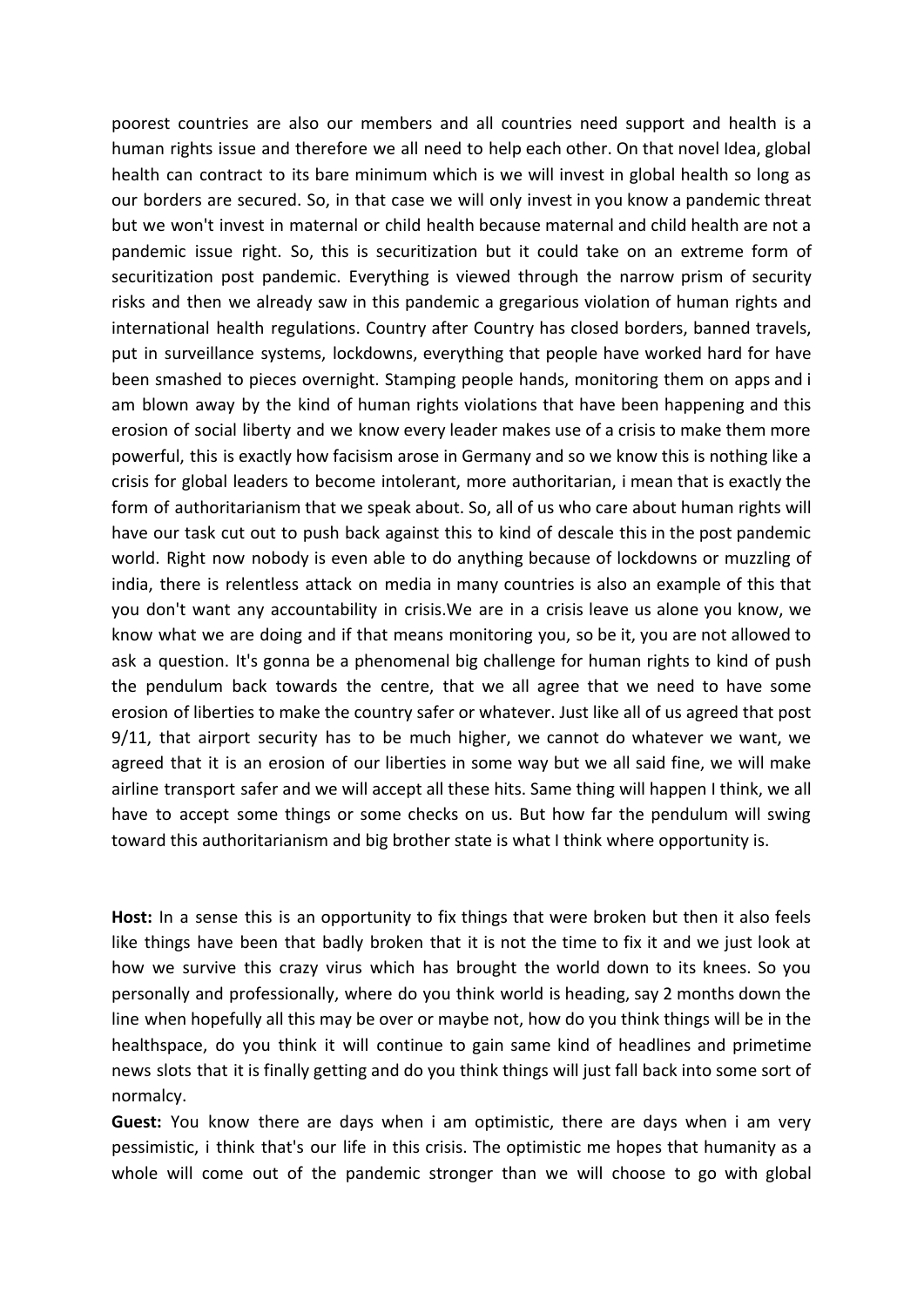poorest countries are also our members and all countries need support and health is a human rights issue and therefore we all need to help each other. On that novel Idea, global health can contract to its bare minimum which is we will invest in global health so long as our borders are secured. So, in that case we will only invest in you know a pandemic threat but we won't invest in maternal or child health because maternal and child health are not a pandemic issue right. So, this is securitization but it could take on an extreme form of securitization post pandemic. Everything is viewed through the narrow prism of security risks and then we already saw in this pandemic a gregarious violation of human rights and international health regulations. Country after Country has closed borders, banned travels, put in surveillance systems, lockdowns, everything that people have worked hard for have been smashed to pieces overnight. Stamping people hands, monitoring them on apps and i am blown away by the kind of human rights violations that have been happening and this erosion of social liberty and we know every leader makes use of a crisis to make them more powerful, this is exactly how facisism arose in Germany and so we know this is nothing like a crisis for global leaders to become intolerant, more authoritarian, i mean that is exactly the form of authoritarianism that we speak about. So, all of us who care about human rights will have our task cut out to push back against this to kind of descale this in the post pandemic world. Right now nobody is even able to do anything because of lockdowns or muzzling of india, there is relentless attack on media in many countries is also an example of this that you don't want any accountability in crisis.We are in a crisis leave us alone you know, we know what we are doing and if that means monitoring you, so be it, you are not allowed to ask a question. It's gonna be a phenomenal big challenge for human rights to kind of push the pendulum back towards the centre, that we all agree that we need to have some erosion of liberties to make the country safer or whatever. Just like all of us agreed that post 9/11, that airport security has to be much higher, we cannot do whatever we want, we agreed that it is an erosion of our liberties in some way but we all said fine, we will make airline transport safer and we will accept all these hits. Same thing will happen I think, we all have to accept some things or some checks on us. But how far the pendulum will swing toward this authoritarianism and big brother state is what I think where opportunity is.

**Host:** In a sense this is an opportunity to fix things that were broken but then it also feels like things have been that badly broken that it is not the time to fix it and we just look at how we survive this crazy virus which has brought the world down to its knees. So you personally and professionally, where do you think world is heading, say 2 months down the line when hopefully all this may be over or maybe not, how do you think things will be in the healthspace, do you think it will continue to gain same kind of headlines and primetime news slots that it is finally getting and do you think things will just fall back into some sort of normalcy.

**Guest:** You know there are days when i am optimistic, there are days when i am very pessimistic, i think that's our life in this crisis. The optimistic me hopes that humanity as a whole will come out of the pandemic stronger than we will choose to go with global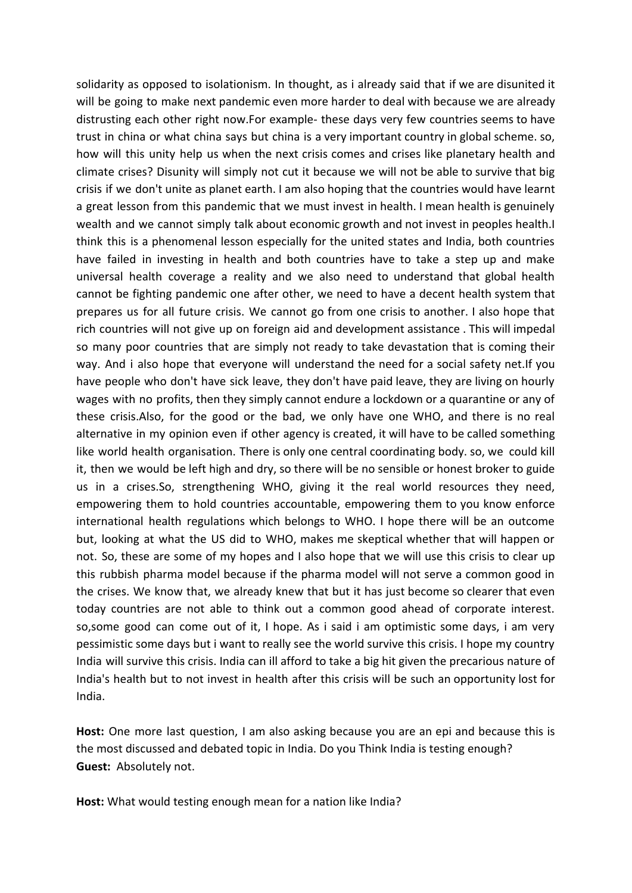solidarity as opposed to isolationism. In thought, as i already said that if we are disunited it will be going to make next pandemic even more harder to deal with because we are already distrusting each other right now.For example- these days very few countries seems to have trust in china or what china says but china is a very important country in global scheme. so, how will this unity help us when the next crisis comes and crises like planetary health and climate crises? Disunity will simply not cut it because we will not be able to survive that big crisis if we don't unite as planet earth. I am also hoping that the countries would have learnt a great lesson from this pandemic that we must invest in health. I mean health is genuinely wealth and we cannot simply talk about economic growth and not invest in peoples health.I think this is a phenomenal lesson especially for the united states and India, both countries have failed in investing in health and both countries have to take a step up and make universal health coverage a reality and we also need to understand that global health cannot be fighting pandemic one after other, we need to have a decent health system that prepares us for all future crisis. We cannot go from one crisis to another. I also hope that rich countries will not give up on foreign aid and development assistance . This will impedal so many poor countries that are simply not ready to take devastation that is coming their way. And i also hope that everyone will understand the need for a social safety net.If you have people who don't have sick leave, they don't have paid leave, they are living on hourly wages with no profits, then they simply cannot endure a lockdown or a quarantine or any of these crisis.Also, for the good or the bad, we only have one WHO, and there is no real alternative in my opinion even if other agency is created, it will have to be called something like world health organisation. There is only one central coordinating body. so, we could kill it, then we would be left high and dry, so there will be no sensible or honest broker to guide us in a crises.So, strengthening WHO, giving it the real world resources they need, empowering them to hold countries accountable, empowering them to you know enforce international health regulations which belongs to WHO. I hope there will be an outcome but, looking at what the US did to WHO, makes me skeptical whether that will happen or not. So, these are some of my hopes and I also hope that we will use this crisis to clear up this rubbish pharma model because if the pharma model will not serve a common good in the crises. We know that, we already knew that but it has just become so clearer that even today countries are not able to think out a common good ahead of corporate interest. so,some good can come out of it, I hope. As i said i am optimistic some days, i am very pessimistic some days but i want to really see the world survive this crisis. I hope my country India will survive this crisis. India can ill afford to take a big hit given the precarious nature of India's health but to not invest in health after this crisis will be such an opportunity lost for India.

**Host:** One more last question, I am also asking because you are an epi and because this is the most discussed and debated topic in India. Do you Think India is testing enough?
**Guest:** Absolutely not.

**Host:** What would testing enough mean for a nation like India?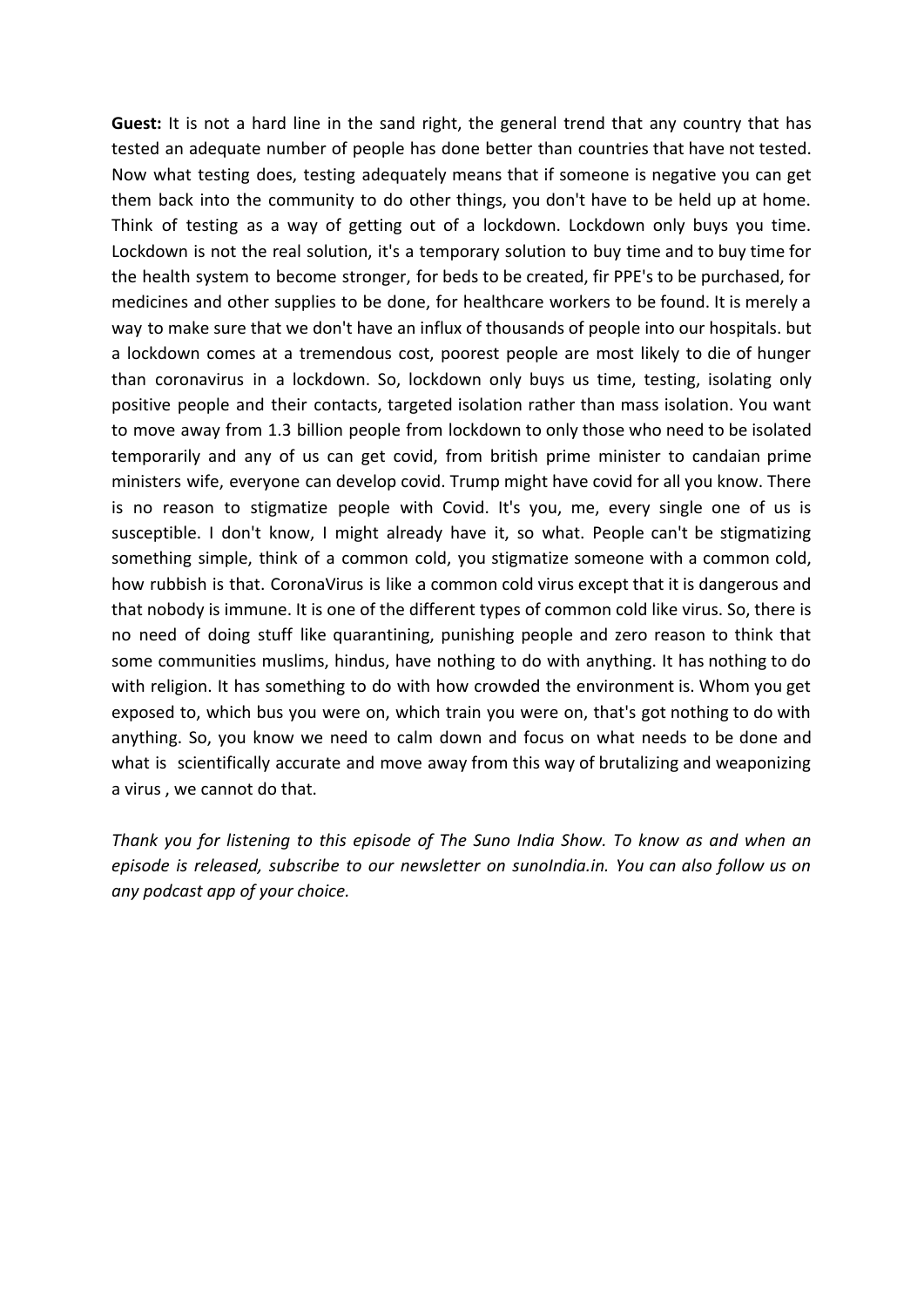**Guest:** It is not a hard line in the sand right, the general trend that any country that has tested an adequate number of people has done better than countries that have not tested. Now what testing does, testing adequately means that if someone is negative you can get them back into the community to do other things, you don't have to be held up at home. Think of testing as a way of getting out of a lockdown. Lockdown only buys you time. Lockdown is not the real solution, it's a temporary solution to buy time and to buy time for the health system to become stronger, for beds to be created, fir PPE's to be purchased, for medicines and other supplies to be done, for healthcare workers to be found. It is merely a way to make sure that we don't have an influx of thousands of people into our hospitals. but a lockdown comes at a tremendous cost, poorest people are most likely to die of hunger than coronavirus in a lockdown. So, lockdown only buys us time, testing, isolating only positive people and their contacts, targeted isolation rather than mass isolation. You want to move away from 1.3 billion people from lockdown to only those who need to be isolated temporarily and any of us can get covid, from british prime minister to candaian prime ministers wife, everyone can develop covid. Trump might have covid for all you know. There is no reason to stigmatize people with Covid. It's you, me, every single one of us is susceptible. I don't know, I might already have it, so what. People can't be stigmatizing something simple, think of a common cold, you stigmatize someone with a common cold, how rubbish is that. CoronaVirus is like a common cold virus except that it is dangerous and that nobody is immune. It is one of the different types of common cold like virus. So, there is no need of doing stuff like quarantining, punishing people and zero reason to think that some communities muslims, hindus, have nothing to do with anything. It has nothing to do with religion. It has something to do with how crowded the environment is. Whom you get exposed to, which bus you were on, which train you were on, that's got nothing to do with anything. So, you know we need to calm down and focus on what needs to be done and what is scientifically accurate and move away from this way of brutalizing and weaponizing a virus , we cannot do that.

*Thank you for listening to this episode of The Suno India Show. To know as and when an episode is released, subscribe to our newsletter on sunoIndia.in. You can also follow us on any podcast app of your choice.*